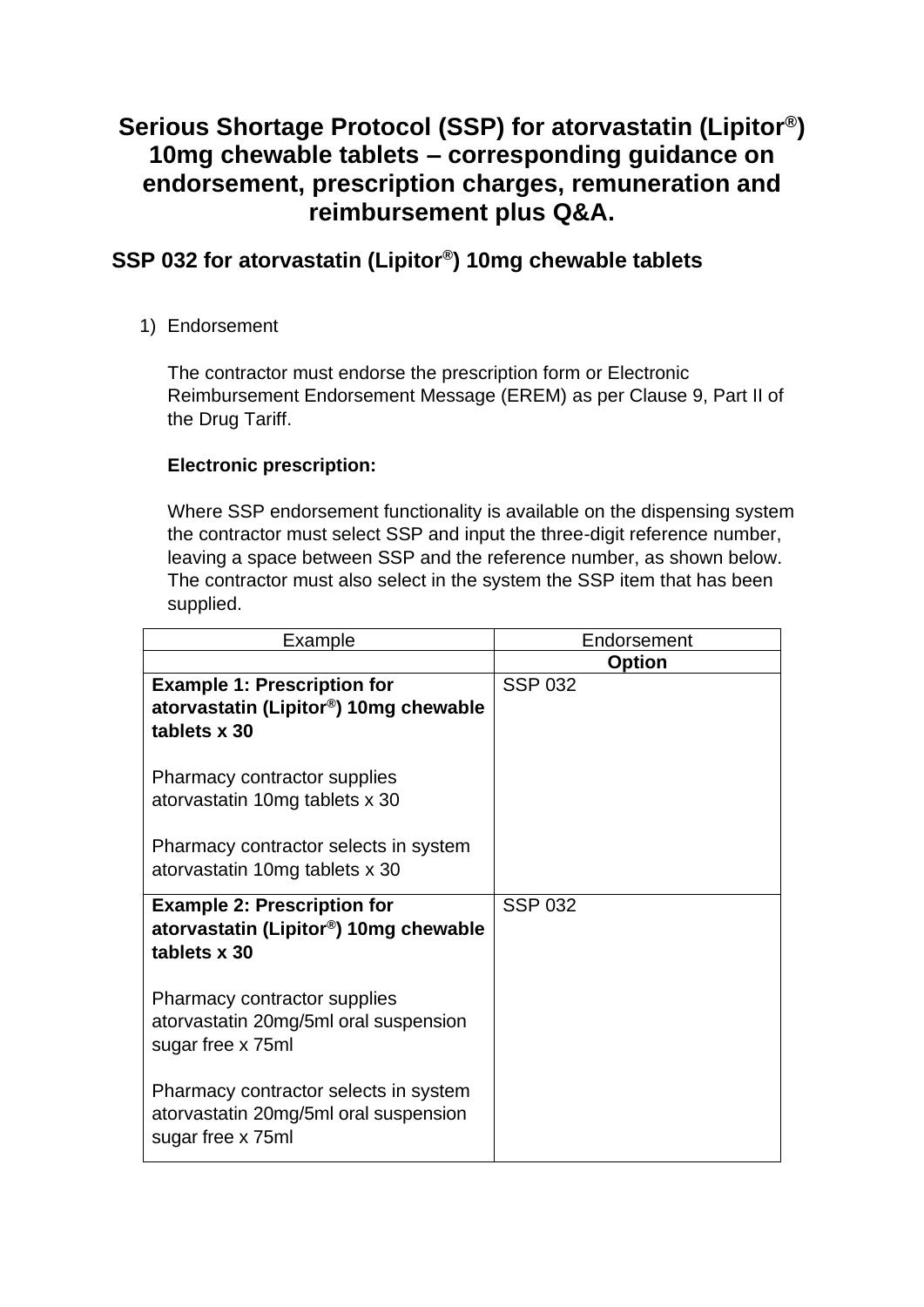# Serious Shortage Protocol (SSP) for atorvastatin (Lipitor®) 10mg chewable tablets – corresponding guidance on endorsement, prescription charges, remuneration and reimbursement plus Q&A.

## SSP 032 for atorvastatin (Lipitor®) 10mg chewable tablets

1) Endorsement

   The contractor must endorse the prescription form or Electronic Reimbursement Endorsement Message (EREM) as per Clause 9, Part II of the Drug Tariff.

   **Electronic prescription:**

   Where SSP endorsement functionality is available on the dispensing system the contractor must select SSP and input the three-digit reference number, leaving a space between SSP and the reference number, as shown below. The contractor must also select in the system the SSP item that has been supplied.

| Example | Endorsement |
| --- | --- |
| | **Option** |
| **Example 1: Prescription for atorvastatin (Lipitor®) 10mg chewable tablets x 30**<br><br>Pharmacy contractor supplies atorvastatin 10mg tablets x 30<br><br>Pharmacy contractor selects in system atorvastatin 10mg tablets x 30 | SSP 032 |
| **Example 2: Prescription for atorvastatin (Lipitor®) 10mg chewable tablets x 30**<br><br>Pharmacy contractor supplies atorvastatin 20mg/5ml oral suspension sugar free x 75ml<br><br>Pharmacy contractor selects in system atorvastatin 20mg/5ml oral suspension sugar free x 75ml | SSP 032 |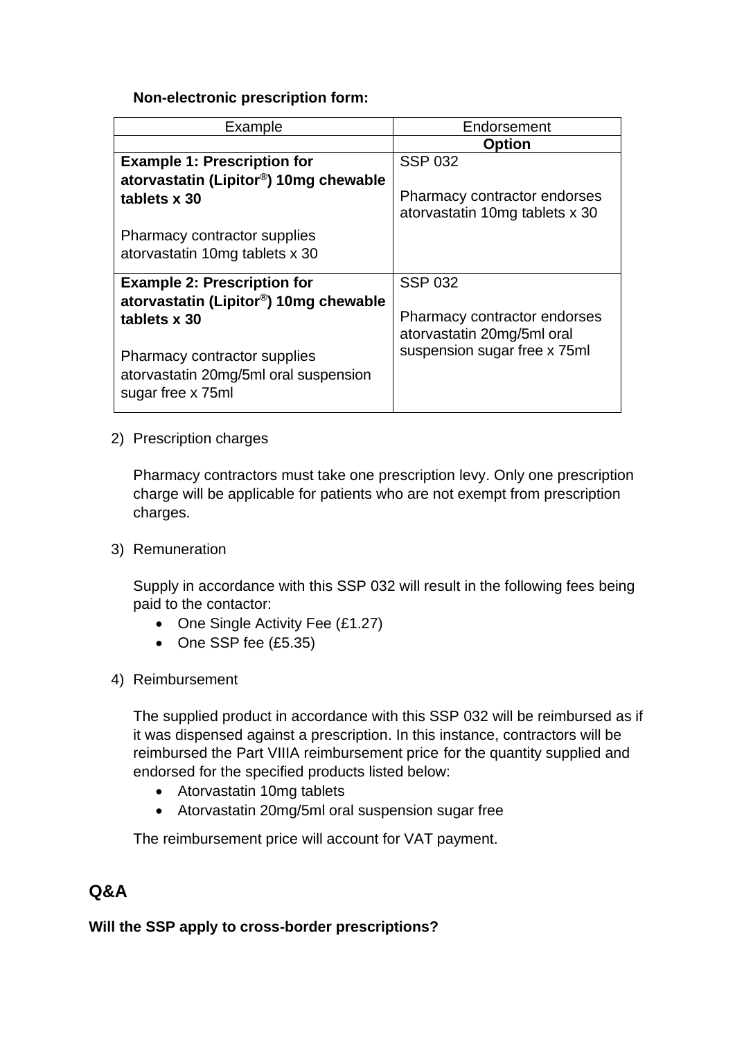**Non-electronic prescription form:**

| Example | Endorsement |
| --- | --- |
| | **Option** |
| **Example 1: Prescription for atorvastatin (Lipitor®) 10mg chewable tablets x 30**<br><br>Pharmacy contractor supplies atorvastatin 10mg tablets x 30 | SSP 032<br><br>Pharmacy contractor endorses atorvastatin 10mg tablets x 30 |
| **Example 2: Prescription for atorvastatin (Lipitor®) 10mg chewable tablets x 30**<br><br>Pharmacy contractor supplies atorvastatin 20mg/5ml oral suspension sugar free x 75ml | SSP 032<br><br>Pharmacy contractor endorses atorvastatin 20mg/5ml oral suspension sugar free x 75ml |

2) Prescription charges

   Pharmacy contractors must take one prescription levy. Only one prescription charge will be applicable for patients who are not exempt from prescription charges.

3) Remuneration

   Supply in accordance with this SSP 032 will result in the following fees being paid to the contactor:
   - One Single Activity Fee (£1.27)
   - One SSP fee (£5.35)

4) Reimbursement

   The supplied product in accordance with this SSP 032 will be reimbursed as if it was dispensed against a prescription. In this instance, contractors will be reimbursed the Part VIIIA reimbursement price for the quantity supplied and endorsed for the specified products listed below:
   - Atorvastatin 10mg tablets
   - Atorvastatin 20mg/5ml oral suspension sugar free

   The reimbursement price will account for VAT payment.

## Q&A

**Will the SSP apply to cross-border prescriptions?**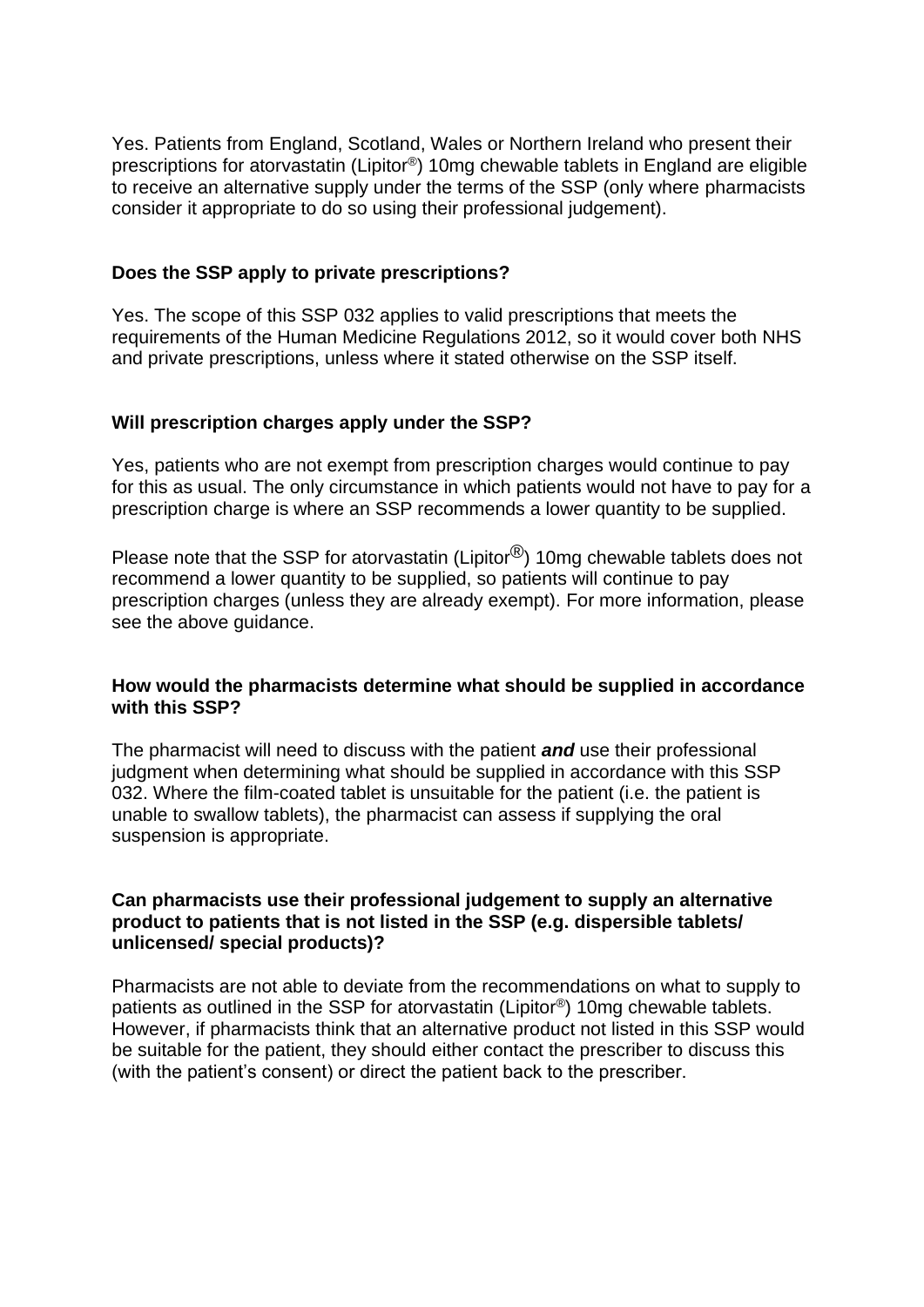Yes. Patients from England, Scotland, Wales or Northern Ireland who present their prescriptions for atorvastatin (Lipitor®) 10mg chewable tablets in England are eligible to receive an alternative supply under the terms of the SSP (only where pharmacists consider it appropriate to do so using their professional judgement).

**Does the SSP apply to private prescriptions?**

Yes. The scope of this SSP 032 applies to valid prescriptions that meets the requirements of the Human Medicine Regulations 2012, so it would cover both NHS and private prescriptions, unless where it stated otherwise on the SSP itself.

**Will prescription charges apply under the SSP?**

Yes, patients who are not exempt from prescription charges would continue to pay for this as usual. The only circumstance in which patients would not have to pay for a prescription charge is where an SSP recommends a lower quantity to be supplied.

Please note that the SSP for atorvastatin (Lipitor®) 10mg chewable tablets does not recommend a lower quantity to be supplied, so patients will continue to pay prescription charges (unless they are already exempt). For more information, please see the above guidance.

**How would the pharmacists determine what should be supplied in accordance with this SSP?**

The pharmacist will need to discuss with the patient ***and*** use their professional judgment when determining what should be supplied in accordance with this SSP 032. Where the film-coated tablet is unsuitable for the patient (i.e. the patient is unable to swallow tablets), the pharmacist can assess if supplying the oral suspension is appropriate.

**Can pharmacists use their professional judgement to supply an alternative product to patients that is not listed in the SSP (e.g. dispersible tablets/ unlicensed/ special products)?**

Pharmacists are not able to deviate from the recommendations on what to supply to patients as outlined in the SSP for atorvastatin (Lipitor®) 10mg chewable tablets. However, if pharmacists think that an alternative product not listed in this SSP would be suitable for the patient, they should either contact the prescriber to discuss this (with the patient's consent) or direct the patient back to the prescriber.